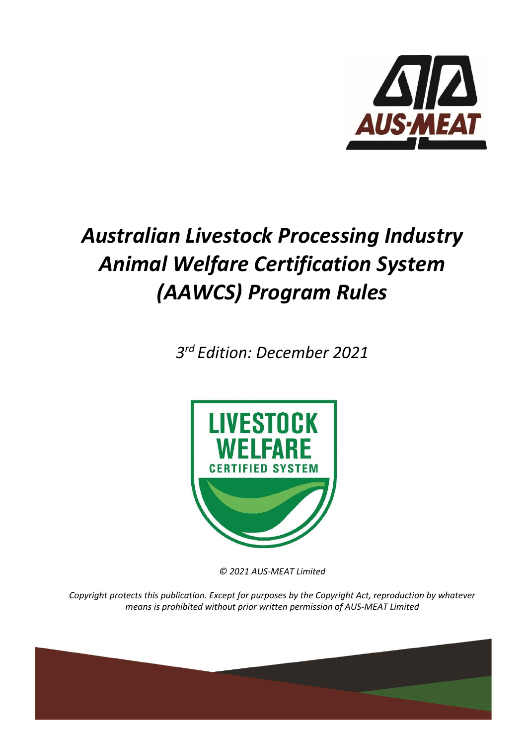# *Australian Livestock Processing Industry Animal Welfare Certification System (AAWCS) Program Rules*

*3rd Edition: December 2021*

*© 2021 AUS-MEAT Limited*

*Copyright protects this publication. Except for purposes by the Copyright Act, reproduction by whatever means is prohibited without prior written permission of AUS-MEAT Limited*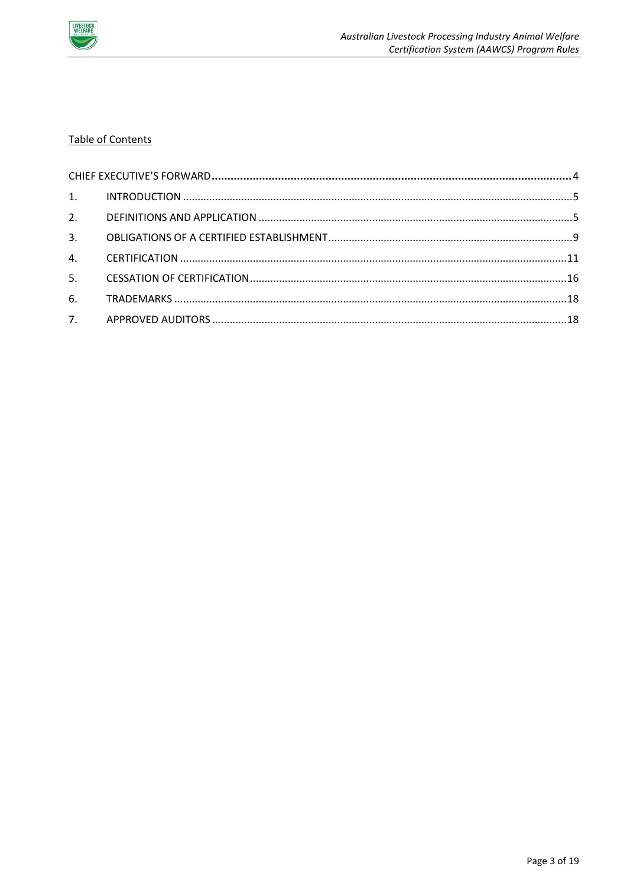## Table of Contents

| | | |
|---|---|---|
| CHIEF EXECUTIVE'S FORWARD | | 4 |
| 1. | INTRODUCTION | 5 |
| 2. | DEFINITIONS AND APPLICATION | 5 |
| 3. | OBLIGATIONS OF A CERTIFIED ESTABLISHMENT | 9 |
| 4. | CERTIFICATION | 11 |
| 5. | CESSATION OF CERTIFICATION | 16 |
| 6. | TRADEMARKS | 18 |
| 7. | APPROVED AUDITORS | 18 |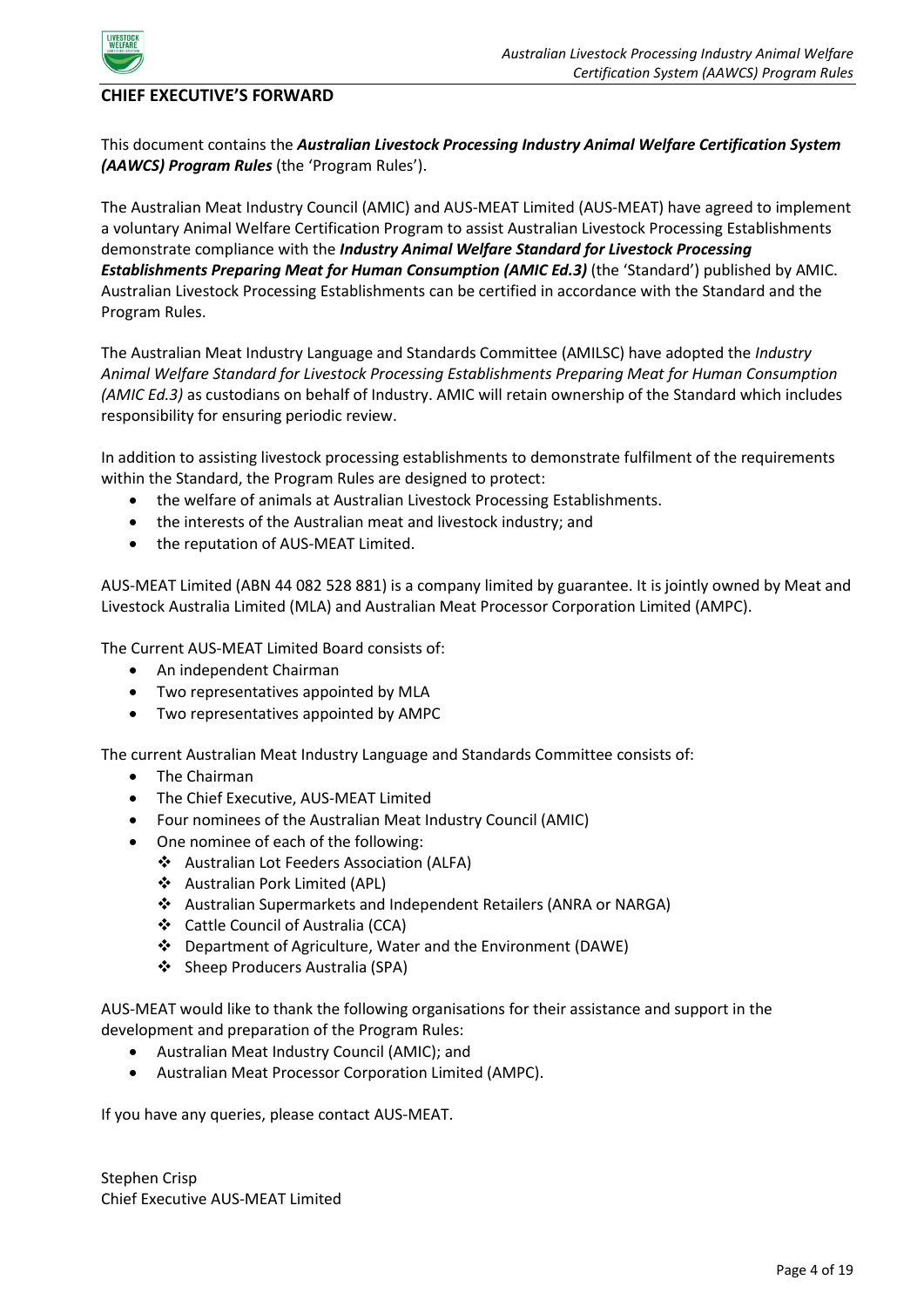## CHIEF EXECUTIVE'S FORWARD

This document contains the ***Australian Livestock Processing Industry Animal Welfare Certification System (AAWCS) Program Rules*** (the 'Program Rules').

The Australian Meat Industry Council (AMIC) and AUS-MEAT Limited (AUS-MEAT) have agreed to implement a voluntary Animal Welfare Certification Program to assist Australian Livestock Processing Establishments demonstrate compliance with the ***Industry Animal Welfare Standard for Livestock Processing Establishments Preparing Meat for Human Consumption (AMIC Ed.3)*** (the 'Standard') published by AMIC. Australian Livestock Processing Establishments can be certified in accordance with the Standard and the Program Rules.

The Australian Meat Industry Language and Standards Committee (AMILSC) have adopted the *Industry Animal Welfare Standard for Livestock Processing Establishments Preparing Meat for Human Consumption (AMIC Ed.3)* as custodians on behalf of Industry. AMIC will retain ownership of the Standard which includes responsibility for ensuring periodic review.

In addition to assisting livestock processing establishments to demonstrate fulfilment of the requirements within the Standard, the Program Rules are designed to protect:

- the welfare of animals at Australian Livestock Processing Establishments.
- the interests of the Australian meat and livestock industry; and
- the reputation of AUS-MEAT Limited.

AUS-MEAT Limited (ABN 44 082 528 881) is a company limited by guarantee. It is jointly owned by Meat and Livestock Australia Limited (MLA) and Australian Meat Processor Corporation Limited (AMPC).

The Current AUS-MEAT Limited Board consists of:

- An independent Chairman
- Two representatives appointed by MLA
- Two representatives appointed by AMPC

The current Australian Meat Industry Language and Standards Committee consists of:

- The Chairman
- The Chief Executive, AUS-MEAT Limited
- Four nominees of the Australian Meat Industry Council (AMIC)
- One nominee of each of the following:
  - Australian Lot Feeders Association (ALFA)
  - Australian Pork Limited (APL)
  - Australian Supermarkets and Independent Retailers (ANRA or NARGA)
  - Cattle Council of Australia (CCA)
  - Department of Agriculture, Water and the Environment (DAWE)
  - Sheep Producers Australia (SPA)

AUS-MEAT would like to thank the following organisations for their assistance and support in the development and preparation of the Program Rules:

- Australian Meat Industry Council (AMIC); and
- Australian Meat Processor Corporation Limited (AMPC).

If you have any queries, please contact AUS-MEAT.

Stephen Crisp
Chief Executive AUS-MEAT Limited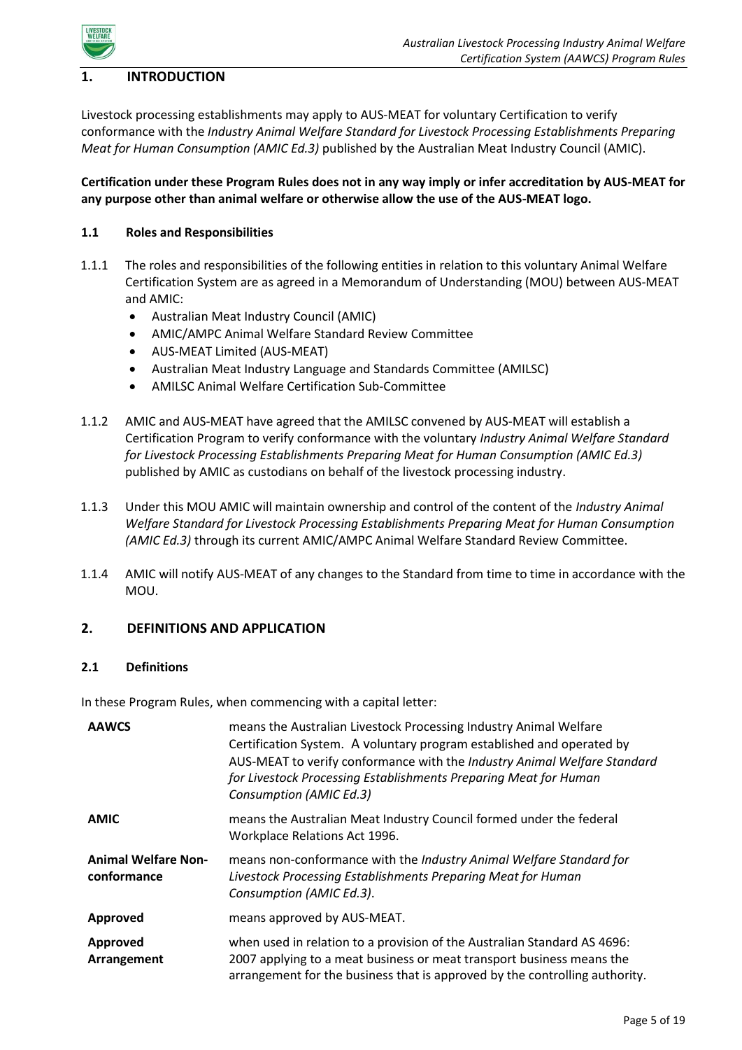## 1. INTRODUCTION

Livestock processing establishments may apply to AUS-MEAT for voluntary Certification to verify conformance with the *Industry Animal Welfare Standard for Livestock Processing Establishments Preparing Meat for Human Consumption (AMIC Ed.3)* published by the Australian Meat Industry Council (AMIC).

**Certification under these Program Rules does not in any way imply or infer accreditation by AUS-MEAT for any purpose other than animal welfare or otherwise allow the use of the AUS-MEAT logo.**

### 1.1 Roles and Responsibilities

1.1.1 The roles and responsibilities of the following entities in relation to this voluntary Animal Welfare Certification System are as agreed in a Memorandum of Understanding (MOU) between AUS-MEAT and AMIC:

- Australian Meat Industry Council (AMIC)
- AMIC/AMPC Animal Welfare Standard Review Committee
- AUS-MEAT Limited (AUS-MEAT)
- Australian Meat Industry Language and Standards Committee (AMILSC)
- AMILSC Animal Welfare Certification Sub-Committee

1.1.2 AMIC and AUS-MEAT have agreed that the AMILSC convened by AUS-MEAT will establish a Certification Program to verify conformance with the voluntary *Industry Animal Welfare Standard for Livestock Processing Establishments Preparing Meat for Human Consumption (AMIC Ed.3)* published by AMIC as custodians on behalf of the livestock processing industry.

1.1.3 Under this MOU AMIC will maintain ownership and control of the content of the *Industry Animal Welfare Standard for Livestock Processing Establishments Preparing Meat for Human Consumption (AMIC Ed.3)* through its current AMIC/AMPC Animal Welfare Standard Review Committee.

1.1.4 AMIC will notify AUS-MEAT of any changes to the Standard from time to time in accordance with the MOU.

## 2. DEFINITIONS AND APPLICATION

### 2.1 Definitions

In these Program Rules, when commencing with a capital letter:

| | |
|---|---|
| **AAWCS** | means the Australian Livestock Processing Industry Animal Welfare Certification System. A voluntary program established and operated by AUS-MEAT to verify conformance with the *Industry Animal Welfare Standard for Livestock Processing Establishments Preparing Meat for Human Consumption (AMIC Ed.3)* |
| **AMIC** | means the Australian Meat Industry Council formed under the federal Workplace Relations Act 1996. |
| **Animal Welfare Non-conformance** | means non-conformance with the *Industry Animal Welfare Standard for Livestock Processing Establishments Preparing Meat for Human Consumption (AMIC Ed.3)*. |
| **Approved** | means approved by AUS-MEAT. |
| **Approved Arrangement** | when used in relation to a provision of the Australian Standard AS 4696: 2007 applying to a meat business or meat transport business means the arrangement for the business that is approved by the controlling authority. |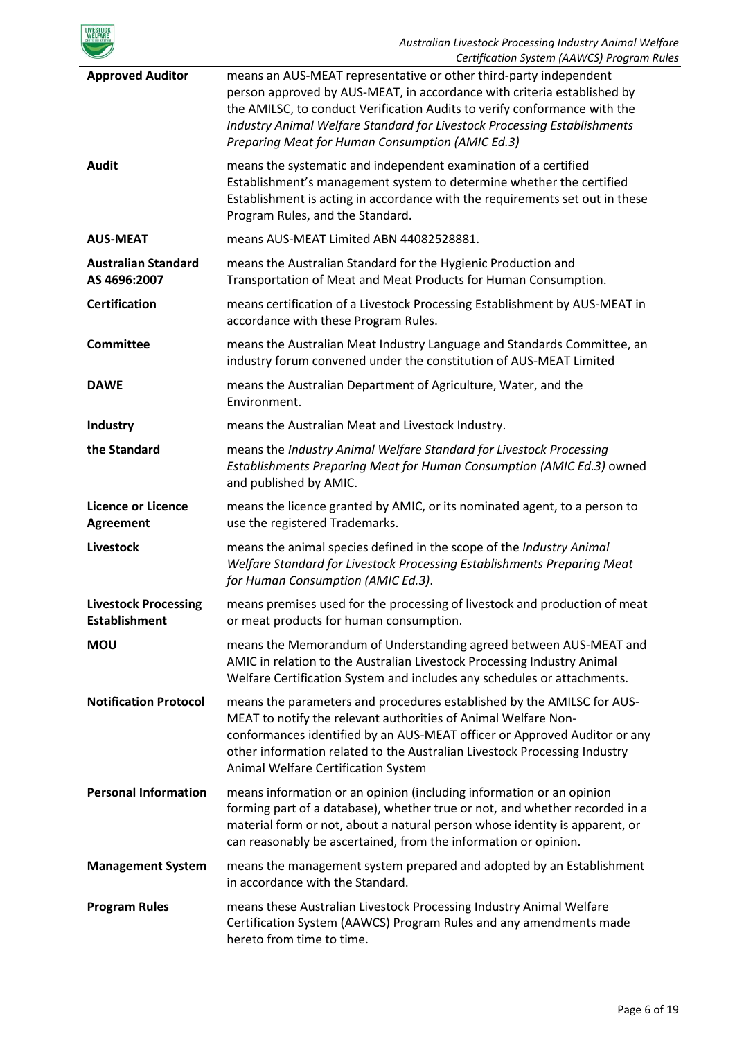| | |
|---|---|
| **Approved Auditor** | means an AUS-MEAT representative or other third-party independent person approved by AUS-MEAT, in accordance with criteria established by the AMILSC, to conduct Verification Audits to verify conformance with the *Industry Animal Welfare Standard for Livestock Processing Establishments Preparing Meat for Human Consumption (AMIC Ed.3)* |
| **Audit** | means the systematic and independent examination of a certified Establishment's management system to determine whether the certified Establishment is acting in accordance with the requirements set out in these Program Rules, and the Standard. |
| **AUS-MEAT** | means AUS-MEAT Limited ABN 44082528881. |
| **Australian Standard AS 4696:2007** | means the Australian Standard for the Hygienic Production and Transportation of Meat and Meat Products for Human Consumption. |
| **Certification** | means certification of a Livestock Processing Establishment by AUS-MEAT in accordance with these Program Rules. |
| **Committee** | means the Australian Meat Industry Language and Standards Committee, an industry forum convened under the constitution of AUS-MEAT Limited |
| **DAWE** | means the Australian Department of Agriculture, Water, and the Environment. |
| **Industry** | means the Australian Meat and Livestock Industry. |
| **the Standard** | means the *Industry Animal Welfare Standard for Livestock Processing Establishments Preparing Meat for Human Consumption (AMIC Ed.3)* owned and published by AMIC. |
| **Licence or Licence Agreement** | means the licence granted by AMIC, or its nominated agent, to a person to use the registered Trademarks. |
| **Livestock** | means the animal species defined in the scope of the *Industry Animal Welfare Standard for Livestock Processing Establishments Preparing Meat for Human Consumption (AMIC Ed.3)*. |
| **Livestock Processing Establishment** | means premises used for the processing of livestock and production of meat or meat products for human consumption. |
| **MOU** | means the Memorandum of Understanding agreed between AUS-MEAT and AMIC in relation to the Australian Livestock Processing Industry Animal Welfare Certification System and includes any schedules or attachments. |
| **Notification Protocol** | means the parameters and procedures established by the AMILSC for AUS-MEAT to notify the relevant authorities of Animal Welfare Non-conformances identified by an AUS-MEAT officer or Approved Auditor or any other information related to the Australian Livestock Processing Industry Animal Welfare Certification System |
| **Personal Information** | means information or an opinion (including information or an opinion forming part of a database), whether true or not, and whether recorded in a material form or not, about a natural person whose identity is apparent, or can reasonably be ascertained, from the information or opinion. |
| **Management System** | means the management system prepared and adopted by an Establishment in accordance with the Standard. |
| **Program Rules** | means these Australian Livestock Processing Industry Animal Welfare Certification System (AAWCS) Program Rules and any amendments made hereto from time to time. |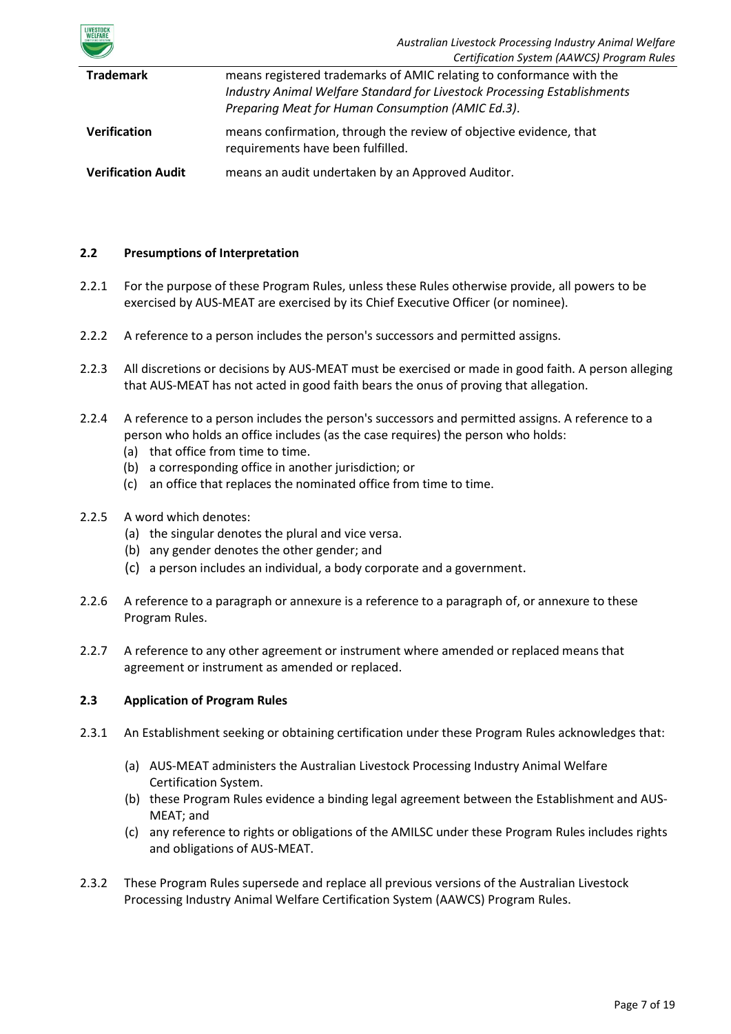| | |
|---|---|
| **Trademark** | means registered trademarks of AMIC relating to conformance with the *Industry Animal Welfare Standard for Livestock Processing Establishments Preparing Meat for Human Consumption (AMIC Ed.3)*. |
| **Verification** | means confirmation, through the review of objective evidence, that requirements have been fulfilled. |
| **Verification Audit** | means an audit undertaken by an Approved Auditor. |

### 2.2 Presumptions of Interpretation

2.2.1 For the purpose of these Program Rules, unless these Rules otherwise provide, all powers to be exercised by AUS-MEAT are exercised by its Chief Executive Officer (or nominee).

2.2.2 A reference to a person includes the person's successors and permitted assigns.

2.2.3 All discretions or decisions by AUS-MEAT must be exercised or made in good faith. A person alleging that AUS-MEAT has not acted in good faith bears the onus of proving that allegation.

2.2.4 A reference to a person includes the person's successors and permitted assigns. A reference to a person who holds an office includes (as the case requires) the person who holds:

(a) that office from time to time.
(b) a corresponding office in another jurisdiction; or
(c) an office that replaces the nominated office from time to time.

2.2.5 A word which denotes:

(a) the singular denotes the plural and vice versa.
(b) any gender denotes the other gender; and
(c) a person includes an individual, a body corporate and a government.

2.2.6 A reference to a paragraph or annexure is a reference to a paragraph of, or annexure to these Program Rules.

2.2.7 A reference to any other agreement or instrument where amended or replaced means that agreement or instrument as amended or replaced.

### 2.3 Application of Program Rules

2.3.1 An Establishment seeking or obtaining certification under these Program Rules acknowledges that:

(a) AUS-MEAT administers the Australian Livestock Processing Industry Animal Welfare Certification System.
(b) these Program Rules evidence a binding legal agreement between the Establishment and AUS-MEAT; and
(c) any reference to rights or obligations of the AMILSC under these Program Rules includes rights and obligations of AUS-MEAT.

2.3.2 These Program Rules supersede and replace all previous versions of the Australian Livestock Processing Industry Animal Welfare Certification System (AAWCS) Program Rules.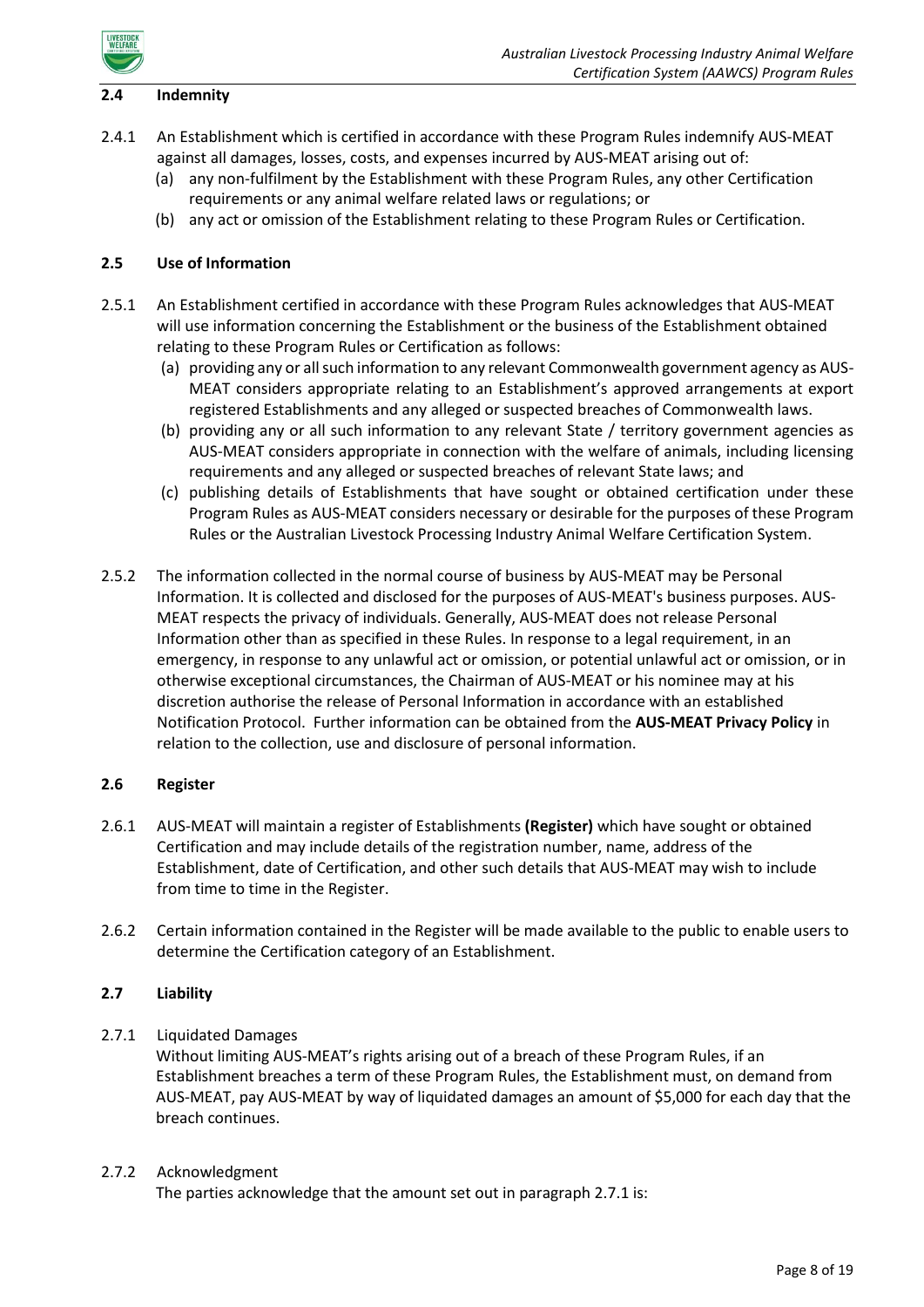### 2.4 Indemnity

2.4.1 An Establishment which is certified in accordance with these Program Rules indemnify AUS-MEAT against all damages, losses, costs, and expenses incurred by AUS-MEAT arising out of:

(a) any non-fulfilment by the Establishment with these Program Rules, any other Certification requirements or any animal welfare related laws or regulations; or

(b) any act or omission of the Establishment relating to these Program Rules or Certification.

### 2.5 Use of Information

2.5.1 An Establishment certified in accordance with these Program Rules acknowledges that AUS-MEAT will use information concerning the Establishment or the business of the Establishment obtained relating to these Program Rules or Certification as follows:

(a) providing any or all such information to any relevant Commonwealth government agency as AUS-MEAT considers appropriate relating to an Establishment's approved arrangements at export registered Establishments and any alleged or suspected breaches of Commonwealth laws.

(b) providing any or all such information to any relevant State / territory government agencies as AUS-MEAT considers appropriate in connection with the welfare of animals, including licensing requirements and any alleged or suspected breaches of relevant State laws; and

(c) publishing details of Establishments that have sought or obtained certification under these Program Rules as AUS-MEAT considers necessary or desirable for the purposes of these Program Rules or the Australian Livestock Processing Industry Animal Welfare Certification System.

2.5.2 The information collected in the normal course of business by AUS-MEAT may be Personal Information. It is collected and disclosed for the purposes of AUS-MEAT's business purposes. AUS-MEAT respects the privacy of individuals. Generally, AUS-MEAT does not release Personal Information other than as specified in these Rules. In response to a legal requirement, in an emergency, in response to any unlawful act or omission, or potential unlawful act or omission, or in otherwise exceptional circumstances, the Chairman of AUS-MEAT or his nominee may at his discretion authorise the release of Personal Information in accordance with an established Notification Protocol. Further information can be obtained from the **AUS-MEAT Privacy Policy** in relation to the collection, use and disclosure of personal information.

### 2.6 Register

2.6.1 AUS-MEAT will maintain a register of Establishments **(Register)** which have sought or obtained Certification and may include details of the registration number, name, address of the Establishment, date of Certification, and other such details that AUS-MEAT may wish to include from time to time in the Register.

2.6.2 Certain information contained in the Register will be made available to the public to enable users to determine the Certification category of an Establishment.

### 2.7 Liability

2.7.1 Liquidated Damages

Without limiting AUS-MEAT's rights arising out of a breach of these Program Rules, if an Establishment breaches a term of these Program Rules, the Establishment must, on demand from AUS-MEAT, pay AUS-MEAT by way of liquidated damages an amount of $5,000 for each day that the breach continues.

2.7.2 Acknowledgment

The parties acknowledge that the amount set out in paragraph 2.7.1 is: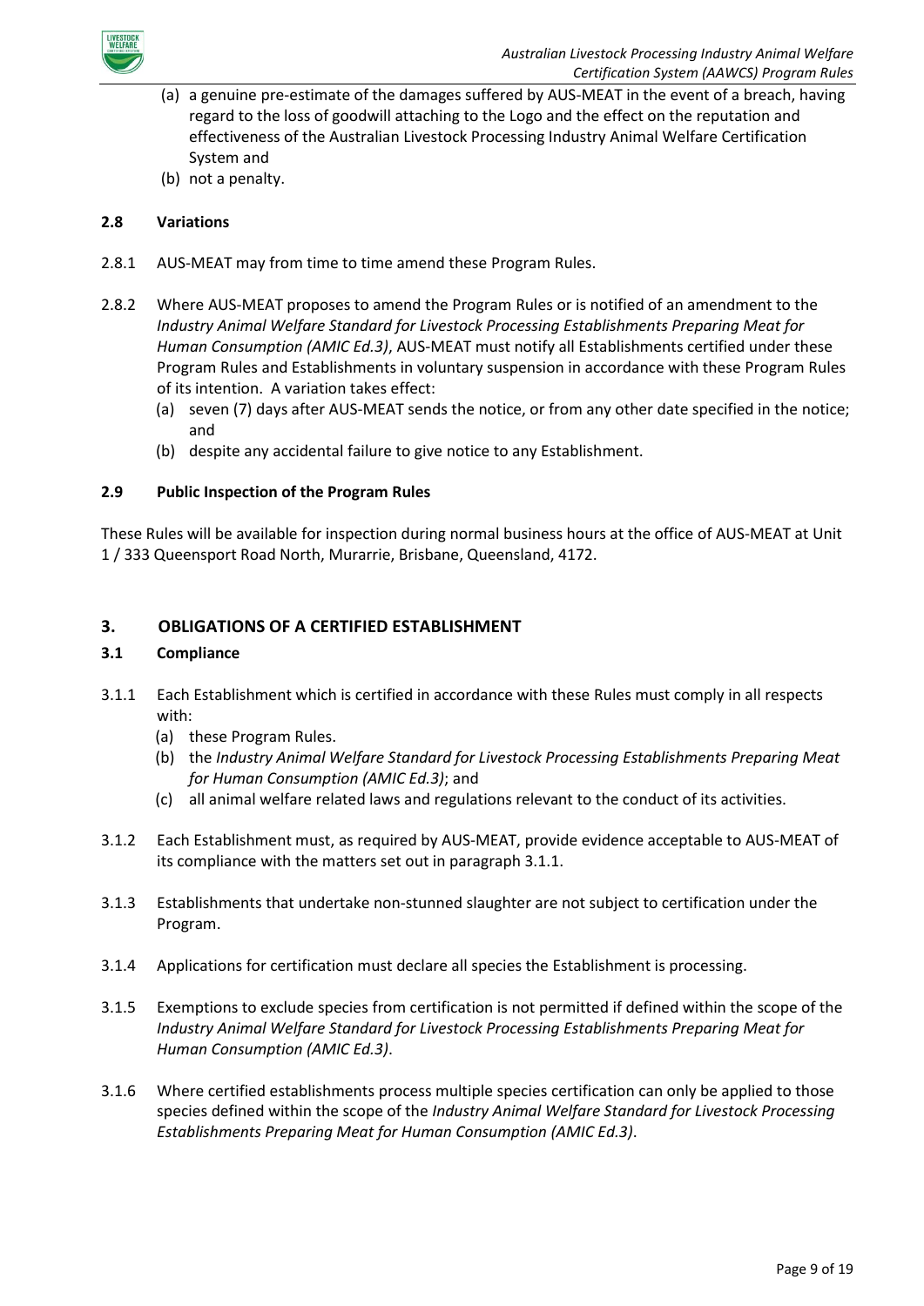(a) a genuine pre-estimate of the damages suffered by AUS-MEAT in the event of a breach, having regard to the loss of goodwill attaching to the Logo and the effect on the reputation and effectiveness of the Australian Livestock Processing Industry Animal Welfare Certification System and

(b) not a penalty.

### 2.8 Variations

2.8.1 AUS-MEAT may from time to time amend these Program Rules.

2.8.2 Where AUS-MEAT proposes to amend the Program Rules or is notified of an amendment to the *Industry Animal Welfare Standard for Livestock Processing Establishments Preparing Meat for Human Consumption (AMIC Ed.3)*, AUS-MEAT must notify all Establishments certified under these Program Rules and Establishments in voluntary suspension in accordance with these Program Rules of its intention. A variation takes effect:

(a) seven (7) days after AUS-MEAT sends the notice, or from any other date specified in the notice; and

(b) despite any accidental failure to give notice to any Establishment.

### 2.9 Public Inspection of the Program Rules

These Rules will be available for inspection during normal business hours at the office of AUS-MEAT at Unit 1 / 333 Queensport Road North, Murarrie, Brisbane, Queensland, 4172.

## 3. OBLIGATIONS OF A CERTIFIED ESTABLISHMENT

### 3.1 Compliance

3.1.1 Each Establishment which is certified in accordance with these Rules must comply in all respects with:

(a) these Program Rules.

(b) the *Industry Animal Welfare Standard for Livestock Processing Establishments Preparing Meat for Human Consumption (AMIC Ed.3)*; and

(c) all animal welfare related laws and regulations relevant to the conduct of its activities.

3.1.2 Each Establishment must, as required by AUS-MEAT, provide evidence acceptable to AUS-MEAT of its compliance with the matters set out in paragraph 3.1.1.

3.1.3 Establishments that undertake non-stunned slaughter are not subject to certification under the Program.

3.1.4 Applications for certification must declare all species the Establishment is processing.

3.1.5 Exemptions to exclude species from certification is not permitted if defined within the scope of the *Industry Animal Welfare Standard for Livestock Processing Establishments Preparing Meat for Human Consumption (AMIC Ed.3)*.

3.1.6 Where certified establishments process multiple species certification can only be applied to those species defined within the scope of the *Industry Animal Welfare Standard for Livestock Processing Establishments Preparing Meat for Human Consumption (AMIC Ed.3)*.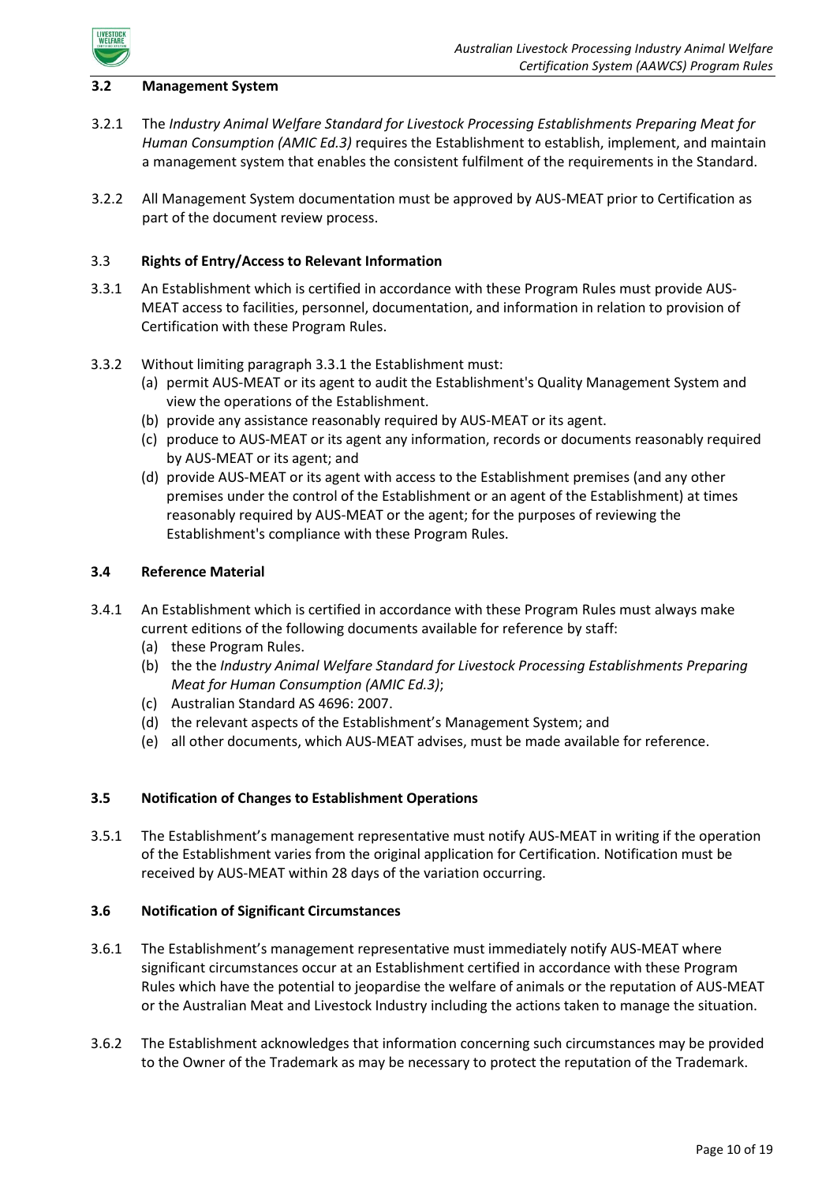### 3.2 Management System

3.2.1 The *Industry Animal Welfare Standard for Livestock Processing Establishments Preparing Meat for Human Consumption (AMIC Ed.3)* requires the Establishment to establish, implement, and maintain a management system that enables the consistent fulfilment of the requirements in the Standard.

3.2.2 All Management System documentation must be approved by AUS-MEAT prior to Certification as part of the document review process.

### 3.3 Rights of Entry/Access to Relevant Information

3.3.1 An Establishment which is certified in accordance with these Program Rules must provide AUS-MEAT access to facilities, personnel, documentation, and information in relation to provision of Certification with these Program Rules.

3.3.2 Without limiting paragraph 3.3.1 the Establishment must:

(a) permit AUS-MEAT or its agent to audit the Establishment's Quality Management System and view the operations of the Establishment.

(b) provide any assistance reasonably required by AUS-MEAT or its agent.

(c) produce to AUS-MEAT or its agent any information, records or documents reasonably required by AUS-MEAT or its agent; and

(d) provide AUS-MEAT or its agent with access to the Establishment premises (and any other premises under the control of the Establishment or an agent of the Establishment) at times reasonably required by AUS-MEAT or the agent; for the purposes of reviewing the Establishment's compliance with these Program Rules.

### 3.4 Reference Material

3.4.1 An Establishment which is certified in accordance with these Program Rules must always make current editions of the following documents available for reference by staff:

(a) these Program Rules.

(b) the the *Industry Animal Welfare Standard for Livestock Processing Establishments Preparing Meat for Human Consumption (AMIC Ed.3)*;

(c) Australian Standard AS 4696: 2007.

(d) the relevant aspects of the Establishment's Management System; and

(e) all other documents, which AUS-MEAT advises, must be made available for reference.

### 3.5 Notification of Changes to Establishment Operations

3.5.1 The Establishment's management representative must notify AUS-MEAT in writing if the operation of the Establishment varies from the original application for Certification. Notification must be received by AUS-MEAT within 28 days of the variation occurring.

### 3.6 Notification of Significant Circumstances

3.6.1 The Establishment's management representative must immediately notify AUS-MEAT where significant circumstances occur at an Establishment certified in accordance with these Program Rules which have the potential to jeopardise the welfare of animals or the reputation of AUS-MEAT or the Australian Meat and Livestock Industry including the actions taken to manage the situation.

3.6.2 The Establishment acknowledges that information concerning such circumstances may be provided to the Owner of the Trademark as may be necessary to protect the reputation of the Trademark.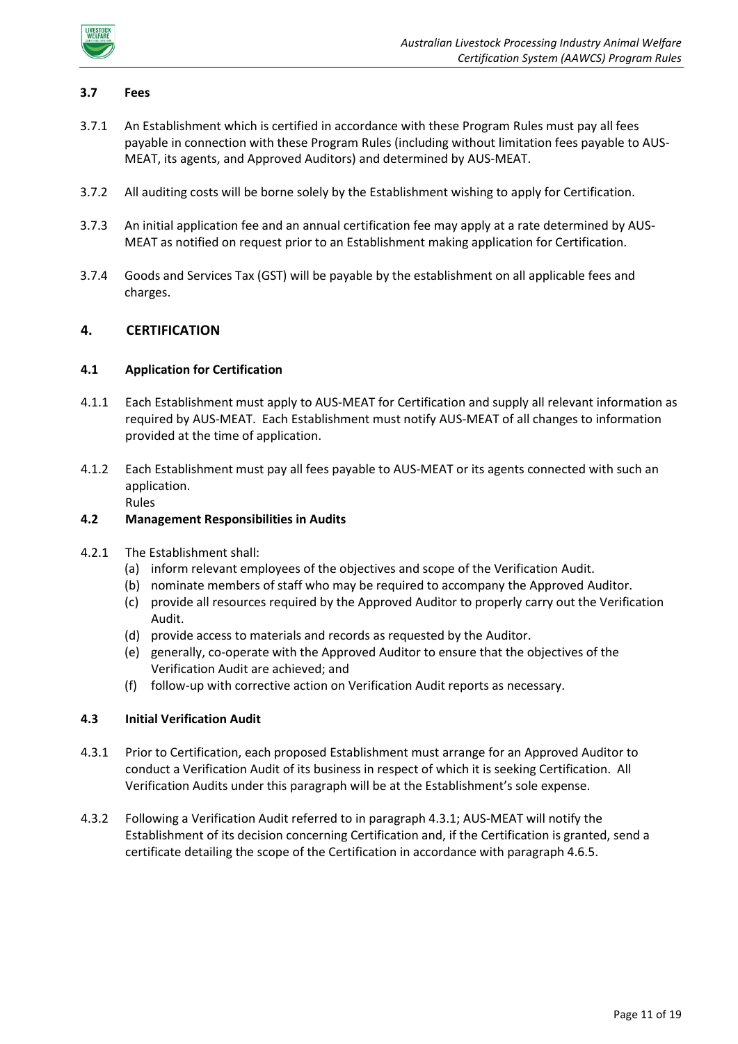### 3.7 Fees

3.7.1 An Establishment which is certified in accordance with these Program Rules must pay all fees payable in connection with these Program Rules (including without limitation fees payable to AUS-MEAT, its agents, and Approved Auditors) and determined by AUS-MEAT.

3.7.2 All auditing costs will be borne solely by the Establishment wishing to apply for Certification.

3.7.3 An initial application fee and an annual certification fee may apply at a rate determined by AUS-MEAT as notified on request prior to an Establishment making application for Certification.

3.7.4 Goods and Services Tax (GST) will be payable by the establishment on all applicable fees and charges.

## 4. CERTIFICATION

### 4.1 Application for Certification

4.1.1 Each Establishment must apply to AUS-MEAT for Certification and supply all relevant information as required by AUS-MEAT. Each Establishment must notify AUS-MEAT of all changes to information provided at the time of application.

4.1.2 Each Establishment must pay all fees payable to AUS-MEAT or its agents connected with such an application.
Rules

### 4.2 Management Responsibilities in Audits

4.2.1 The Establishment shall:

(a) inform relevant employees of the objectives and scope of the Verification Audit.
(b) nominate members of staff who may be required to accompany the Approved Auditor.
(c) provide all resources required by the Approved Auditor to properly carry out the Verification Audit.
(d) provide access to materials and records as requested by the Auditor.
(e) generally, co-operate with the Approved Auditor to ensure that the objectives of the Verification Audit are achieved; and
(f) follow-up with corrective action on Verification Audit reports as necessary.

### 4.3 Initial Verification Audit

4.3.1 Prior to Certification, each proposed Establishment must arrange for an Approved Auditor to conduct a Verification Audit of its business in respect of which it is seeking Certification. All Verification Audits under this paragraph will be at the Establishment's sole expense.

4.3.2 Following a Verification Audit referred to in paragraph 4.3.1; AUS-MEAT will notify the Establishment of its decision concerning Certification and, if the Certification is granted, send a certificate detailing the scope of the Certification in accordance with paragraph 4.6.5.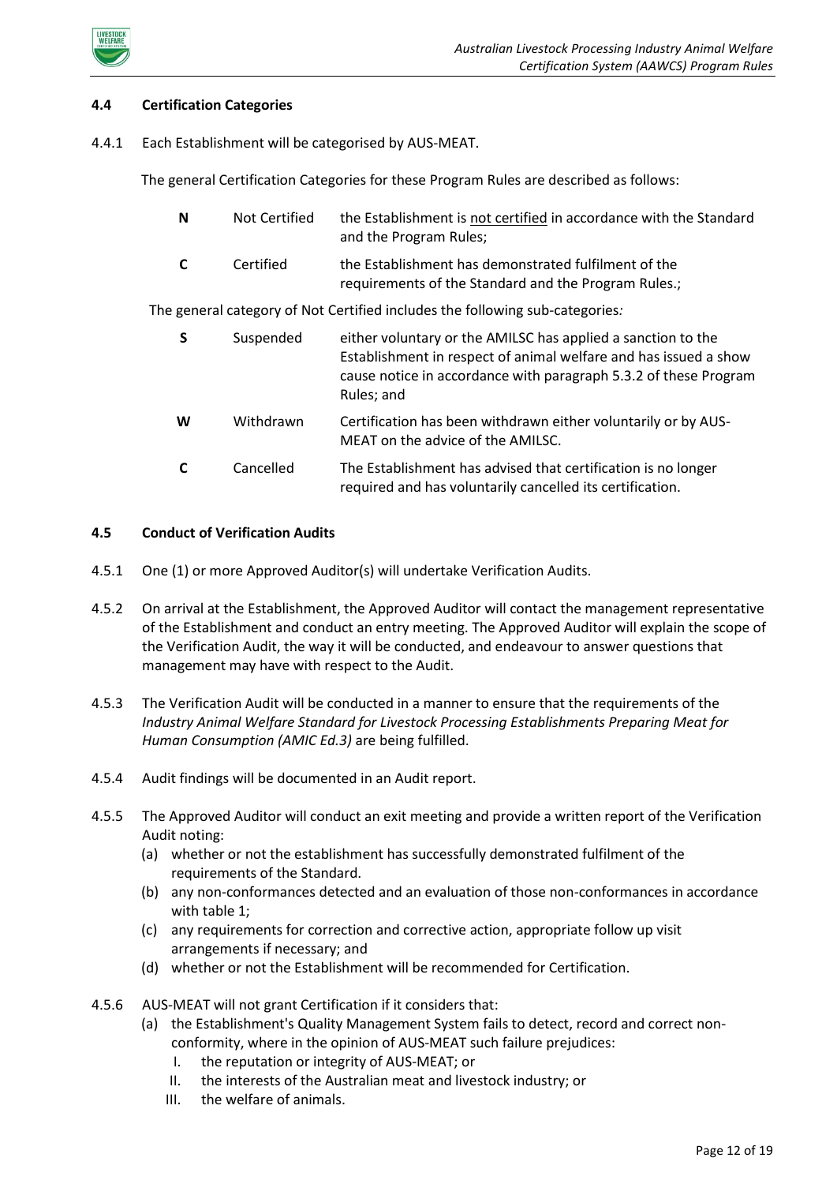### 4.4 Certification Categories

4.4.1 Each Establishment will be categorised by AUS-MEAT.

The general Certification Categories for these Program Rules are described as follows:

| | | |
|---|---|---|
| **N** | Not Certified | the Establishment is <u>not certified</u> in accordance with the Standard and the Program Rules; |
| **C** | Certified | the Establishment has demonstrated fulfilment of the requirements of the Standard and the Program Rules.; |

The general category of Not Certified includes the following sub-categories*:*

| | | |
|---|---|---|
| **S** | Suspended | either voluntary or the AMILSC has applied a sanction to the Establishment in respect of animal welfare and has issued a show cause notice in accordance with paragraph 5.3.2 of these Program Rules; and |
| **W** | Withdrawn | Certification has been withdrawn either voluntarily or by AUS-MEAT on the advice of the AMILSC. |
| **C** | Cancelled | The Establishment has advised that certification is no longer required and has voluntarily cancelled its certification. |

### 4.5 Conduct of Verification Audits

4.5.1 One (1) or more Approved Auditor(s) will undertake Verification Audits.

4.5.2 On arrival at the Establishment, the Approved Auditor will contact the management representative of the Establishment and conduct an entry meeting. The Approved Auditor will explain the scope of the Verification Audit, the way it will be conducted, and endeavour to answer questions that management may have with respect to the Audit.

4.5.3 The Verification Audit will be conducted in a manner to ensure that the requirements of the *Industry Animal Welfare Standard for Livestock Processing Establishments Preparing Meat for Human Consumption (AMIC Ed.3)* are being fulfilled.

4.5.4 Audit findings will be documented in an Audit report.

4.5.5 The Approved Auditor will conduct an exit meeting and provide a written report of the Verification Audit noting:

(a) whether or not the establishment has successfully demonstrated fulfilment of the requirements of the Standard.
(b) any non-conformances detected and an evaluation of those non-conformances in accordance with table 1;
(c) any requirements for correction and corrective action, appropriate follow up visit arrangements if necessary; and
(d) whether or not the Establishment will be recommended for Certification.

4.5.6 AUS-MEAT will not grant Certification if it considers that:

(a) the Establishment's Quality Management System fails to detect, record and correct non-conformity, where in the opinion of AUS-MEAT such failure prejudices:
   I. the reputation or integrity of AUS-MEAT; or
   II. the interests of the Australian meat and livestock industry; or
   III. the welfare of animals.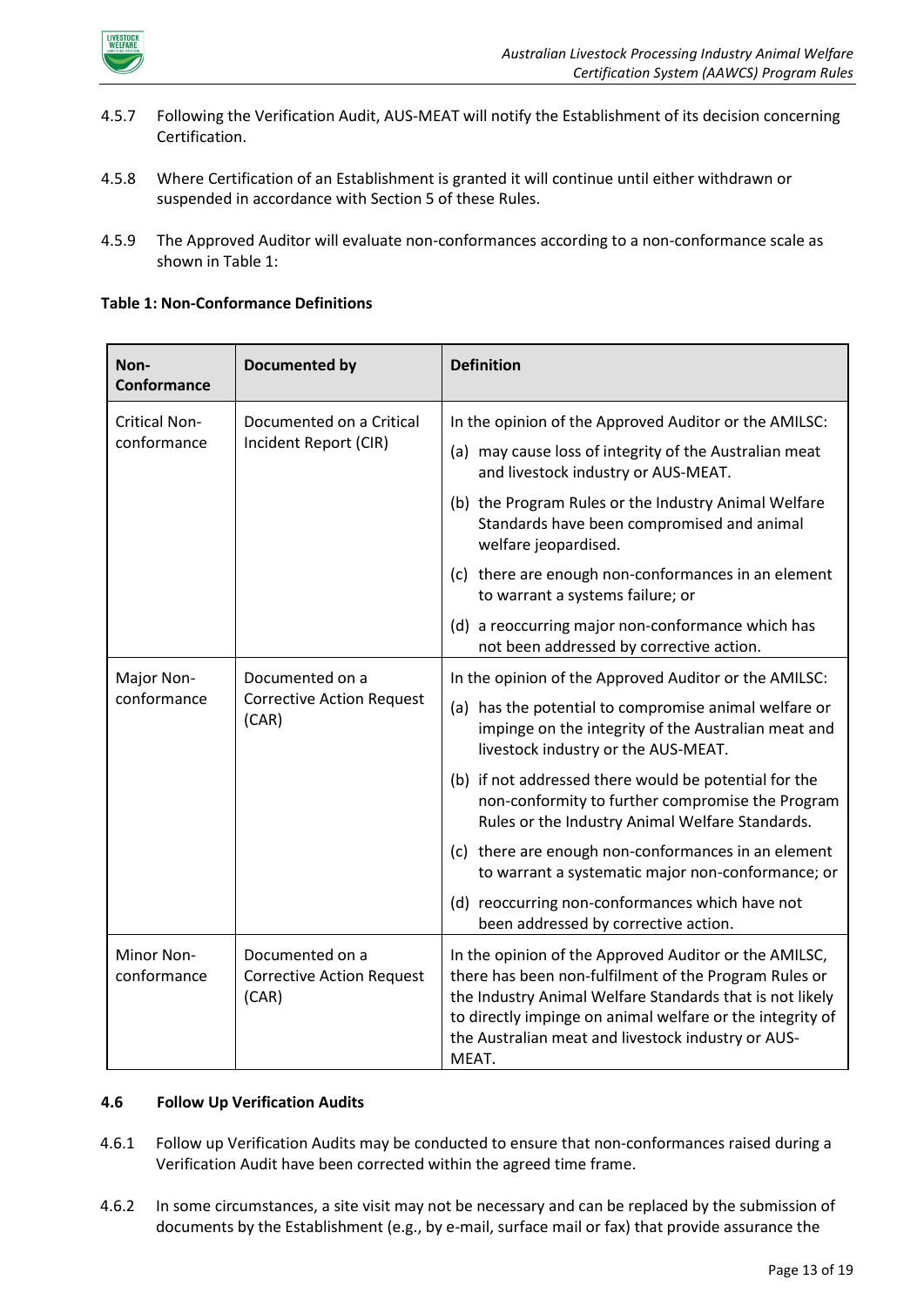4.5.7 Following the Verification Audit, AUS-MEAT will notify the Establishment of its decision concerning Certification.

4.5.8 Where Certification of an Establishment is granted it will continue until either withdrawn or suspended in accordance with Section 5 of these Rules.

4.5.9 The Approved Auditor will evaluate non-conformances according to a non-conformance scale as shown in Table 1:

**Table 1: Non-Conformance Definitions**

| Non-Conformance | Documented by | Definition |
|---|---|---|
| Critical Non-conformance | Documented on a Critical Incident Report (CIR) | In the opinion of the Approved Auditor or the AMILSC:<br>(a) may cause loss of integrity of the Australian meat and livestock industry or AUS-MEAT.<br>(b) the Program Rules or the Industry Animal Welfare Standards have been compromised and animal welfare jeopardised.<br>(c) there are enough non-conformances in an element to warrant a systems failure; or<br>(d) a reoccurring major non-conformance which has not been addressed by corrective action. |
| Major Non-conformance | Documented on a Corrective Action Request (CAR) | In the opinion of the Approved Auditor or the AMILSC:<br>(a) has the potential to compromise animal welfare or impinge on the integrity of the Australian meat and livestock industry or the AUS-MEAT.<br>(b) if not addressed there would be potential for the non-conformity to further compromise the Program Rules or the Industry Animal Welfare Standards.<br>(c) there are enough non-conformances in an element to warrant a systematic major non-conformance; or<br>(d) reoccurring non-conformances which have not been addressed by corrective action. |
| Minor Non-conformance | Documented on a Corrective Action Request (CAR) | In the opinion of the Approved Auditor or the AMILSC, there has been non-fulfilment of the Program Rules or the Industry Animal Welfare Standards that is not likely to directly impinge on animal welfare or the integrity of the Australian meat and livestock industry or AUS-MEAT. |

### 4.6 Follow Up Verification Audits

4.6.1 Follow up Verification Audits may be conducted to ensure that non-conformances raised during a Verification Audit have been corrected within the agreed time frame.

4.6.2 In some circumstances, a site visit may not be necessary and can be replaced by the submission of documents by the Establishment (e.g., by e-mail, surface mail or fax) that provide assurance the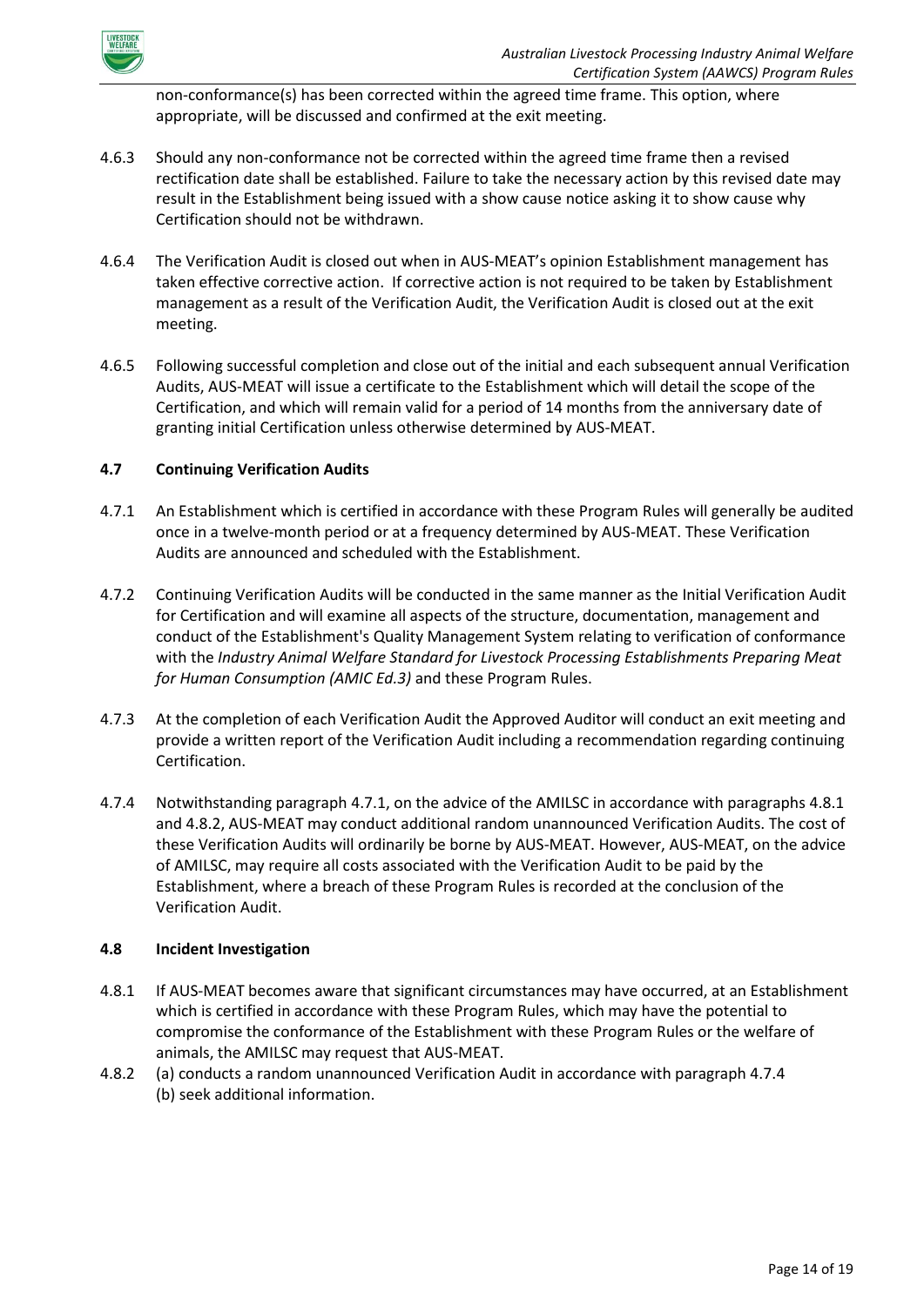non-conformance(s) has been corrected within the agreed time frame. This option, where appropriate, will be discussed and confirmed at the exit meeting.

4.6.3 Should any non-conformance not be corrected within the agreed time frame then a revised rectification date shall be established. Failure to take the necessary action by this revised date may result in the Establishment being issued with a show cause notice asking it to show cause why Certification should not be withdrawn.

4.6.4 The Verification Audit is closed out when in AUS-MEAT's opinion Establishment management has taken effective corrective action. If corrective action is not required to be taken by Establishment management as a result of the Verification Audit, the Verification Audit is closed out at the exit meeting.

4.6.5 Following successful completion and close out of the initial and each subsequent annual Verification Audits, AUS-MEAT will issue a certificate to the Establishment which will detail the scope of the Certification, and which will remain valid for a period of 14 months from the anniversary date of granting initial Certification unless otherwise determined by AUS-MEAT.

### 4.7 Continuing Verification Audits

4.7.1 An Establishment which is certified in accordance with these Program Rules will generally be audited once in a twelve-month period or at a frequency determined by AUS-MEAT. These Verification Audits are announced and scheduled with the Establishment.

4.7.2 Continuing Verification Audits will be conducted in the same manner as the Initial Verification Audit for Certification and will examine all aspects of the structure, documentation, management and conduct of the Establishment's Quality Management System relating to verification of conformance with the *Industry Animal Welfare Standard for Livestock Processing Establishments Preparing Meat for Human Consumption (AMIC Ed.3)* and these Program Rules.

4.7.3 At the completion of each Verification Audit the Approved Auditor will conduct an exit meeting and provide a written report of the Verification Audit including a recommendation regarding continuing Certification.

4.7.4 Notwithstanding paragraph 4.7.1, on the advice of the AMILSC in accordance with paragraphs 4.8.1 and 4.8.2, AUS-MEAT may conduct additional random unannounced Verification Audits. The cost of these Verification Audits will ordinarily be borne by AUS-MEAT. However, AUS-MEAT, on the advice of AMILSC, may require all costs associated with the Verification Audit to be paid by the Establishment, where a breach of these Program Rules is recorded at the conclusion of the Verification Audit.

### 4.8 Incident Investigation

4.8.1 If AUS-MEAT becomes aware that significant circumstances may have occurred, at an Establishment which is certified in accordance with these Program Rules, which may have the potential to compromise the conformance of the Establishment with these Program Rules or the welfare of animals, the AMILSC may request that AUS-MEAT.

4.8.2 (a) conducts a random unannounced Verification Audit in accordance with paragraph 4.7.4
(b) seek additional information.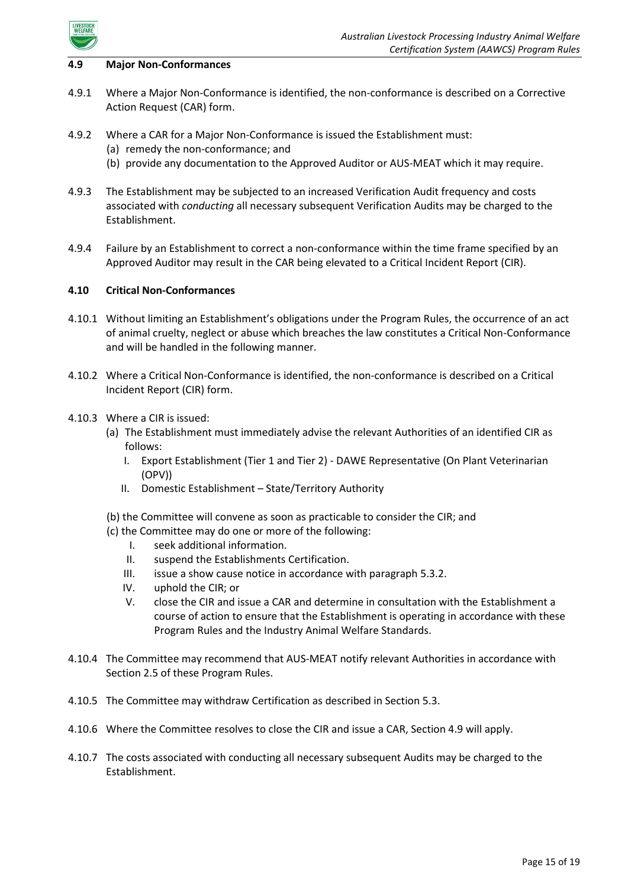## 4.9 Major Non-Conformances

4.9.1 Where a Major Non-Conformance is identified, the non-conformance is described on a Corrective Action Request (CAR) form.

4.9.2 Where a CAR for a Major Non-Conformance is issued the Establishment must:

(a) remedy the non-conformance; and

(b) provide any documentation to the Approved Auditor or AUS-MEAT which it may require.

4.9.3 The Establishment may be subjected to an increased Verification Audit frequency and costs associated with *conducting* all necessary subsequent Verification Audits may be charged to the Establishment.

4.9.4 Failure by an Establishment to correct a non-conformance within the time frame specified by an Approved Auditor may result in the CAR being elevated to a Critical Incident Report (CIR).

## 4.10 Critical Non-Conformances

4.10.1 Without limiting an Establishment's obligations under the Program Rules, the occurrence of an act of animal cruelty, neglect or abuse which breaches the law constitutes a Critical Non-Conformance and will be handled in the following manner.

4.10.2 Where a Critical Non-Conformance is identified, the non-conformance is described on a Critical Incident Report (CIR) form.

4.10.3 Where a CIR is issued:

(a) The Establishment must immediately advise the relevant Authorities of an identified CIR as follows:

I. Export Establishment (Tier 1 and Tier 2) - DAWE Representative (On Plant Veterinarian (OPV))

II. Domestic Establishment – State/Territory Authority

(b) the Committee will convene as soon as practicable to consider the CIR; and

(c) the Committee may do one or more of the following:

I. seek additional information.

II. suspend the Establishments Certification.

III. issue a show cause notice in accordance with paragraph 5.3.2.

IV. uphold the CIR; or

V. close the CIR and issue a CAR and determine in consultation with the Establishment a course of action to ensure that the Establishment is operating in accordance with these Program Rules and the Industry Animal Welfare Standards.

4.10.4 The Committee may recommend that AUS-MEAT notify relevant Authorities in accordance with Section 2.5 of these Program Rules.

4.10.5 The Committee may withdraw Certification as described in Section 5.3.

4.10.6 Where the Committee resolves to close the CIR and issue a CAR, Section 4.9 will apply.

4.10.7 The costs associated with conducting all necessary subsequent Audits may be charged to the Establishment.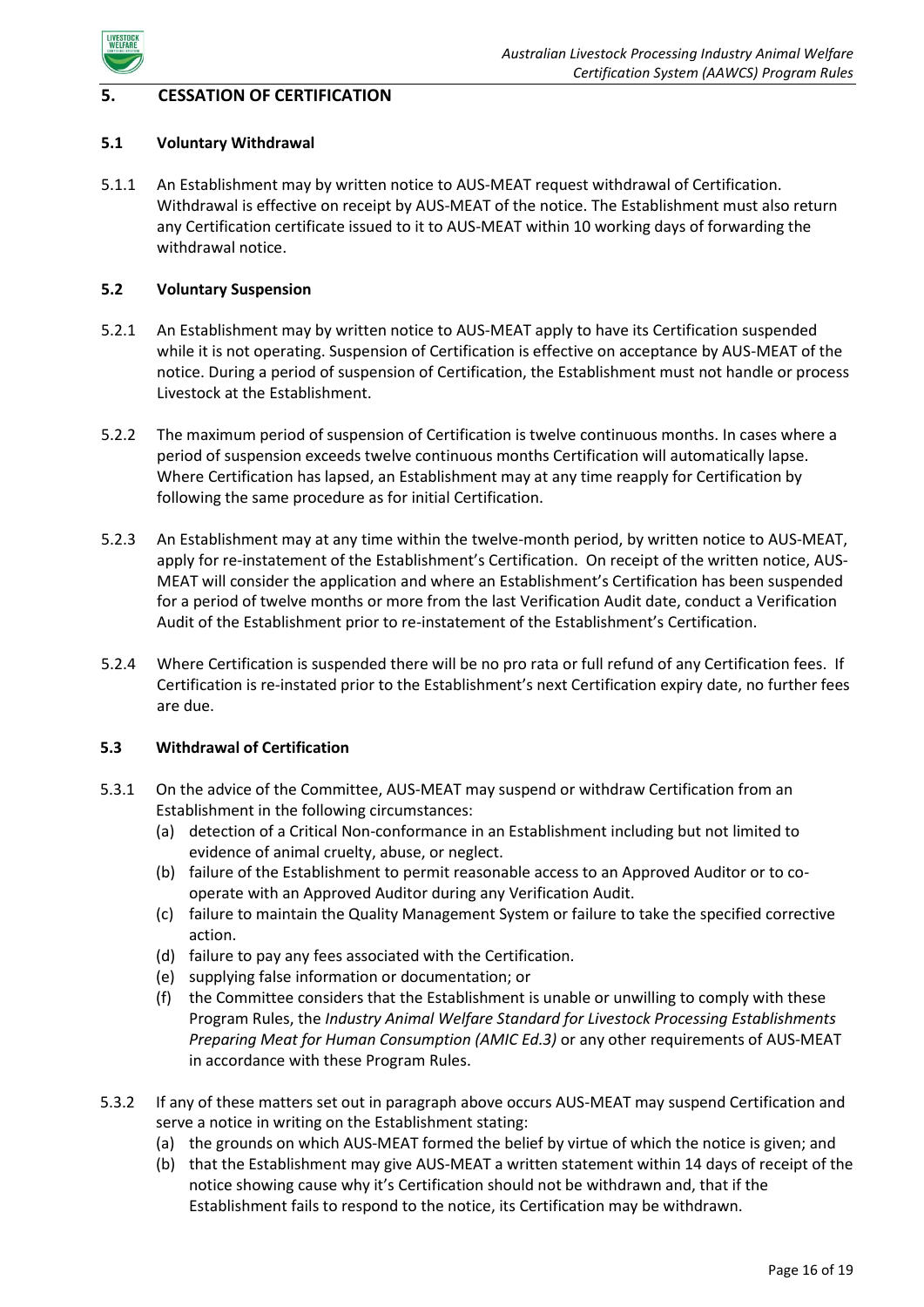## 5. CESSATION OF CERTIFICATION

### 5.1 Voluntary Withdrawal

5.1.1 An Establishment may by written notice to AUS-MEAT request withdrawal of Certification. Withdrawal is effective on receipt by AUS-MEAT of the notice. The Establishment must also return any Certification certificate issued to it to AUS-MEAT within 10 working days of forwarding the withdrawal notice.

### 5.2 Voluntary Suspension

5.2.1 An Establishment may by written notice to AUS-MEAT apply to have its Certification suspended while it is not operating. Suspension of Certification is effective on acceptance by AUS-MEAT of the notice. During a period of suspension of Certification, the Establishment must not handle or process Livestock at the Establishment.

5.2.2 The maximum period of suspension of Certification is twelve continuous months. In cases where a period of suspension exceeds twelve continuous months Certification will automatically lapse. Where Certification has lapsed, an Establishment may at any time reapply for Certification by following the same procedure as for initial Certification.

5.2.3 An Establishment may at any time within the twelve-month period, by written notice to AUS-MEAT, apply for re-instatement of the Establishment's Certification. On receipt of the written notice, AUS-MEAT will consider the application and where an Establishment's Certification has been suspended for a period of twelve months or more from the last Verification Audit date, conduct a Verification Audit of the Establishment prior to re-instatement of the Establishment's Certification.

5.2.4 Where Certification is suspended there will be no pro rata or full refund of any Certification fees. If Certification is re-instated prior to the Establishment's next Certification expiry date, no further fees are due.

### 5.3 Withdrawal of Certification

5.3.1 On the advice of the Committee, AUS-MEAT may suspend or withdraw Certification from an Establishment in the following circumstances:

(a) detection of a Critical Non-conformance in an Establishment including but not limited to evidence of animal cruelty, abuse, or neglect.

(b) failure of the Establishment to permit reasonable access to an Approved Auditor or to co-operate with an Approved Auditor during any Verification Audit.

(c) failure to maintain the Quality Management System or failure to take the specified corrective action.

(d) failure to pay any fees associated with the Certification.

(e) supplying false information or documentation; or

(f) the Committee considers that the Establishment is unable or unwilling to comply with these Program Rules, the *Industry Animal Welfare Standard for Livestock Processing Establishments Preparing Meat for Human Consumption (AMIC Ed.3)* or any other requirements of AUS-MEAT in accordance with these Program Rules.

5.3.2 If any of these matters set out in paragraph above occurs AUS-MEAT may suspend Certification and serve a notice in writing on the Establishment stating:

(a) the grounds on which AUS-MEAT formed the belief by virtue of which the notice is given; and

(b) that the Establishment may give AUS-MEAT a written statement within 14 days of receipt of the notice showing cause why it's Certification should not be withdrawn and, that if the Establishment fails to respond to the notice, its Certification may be withdrawn.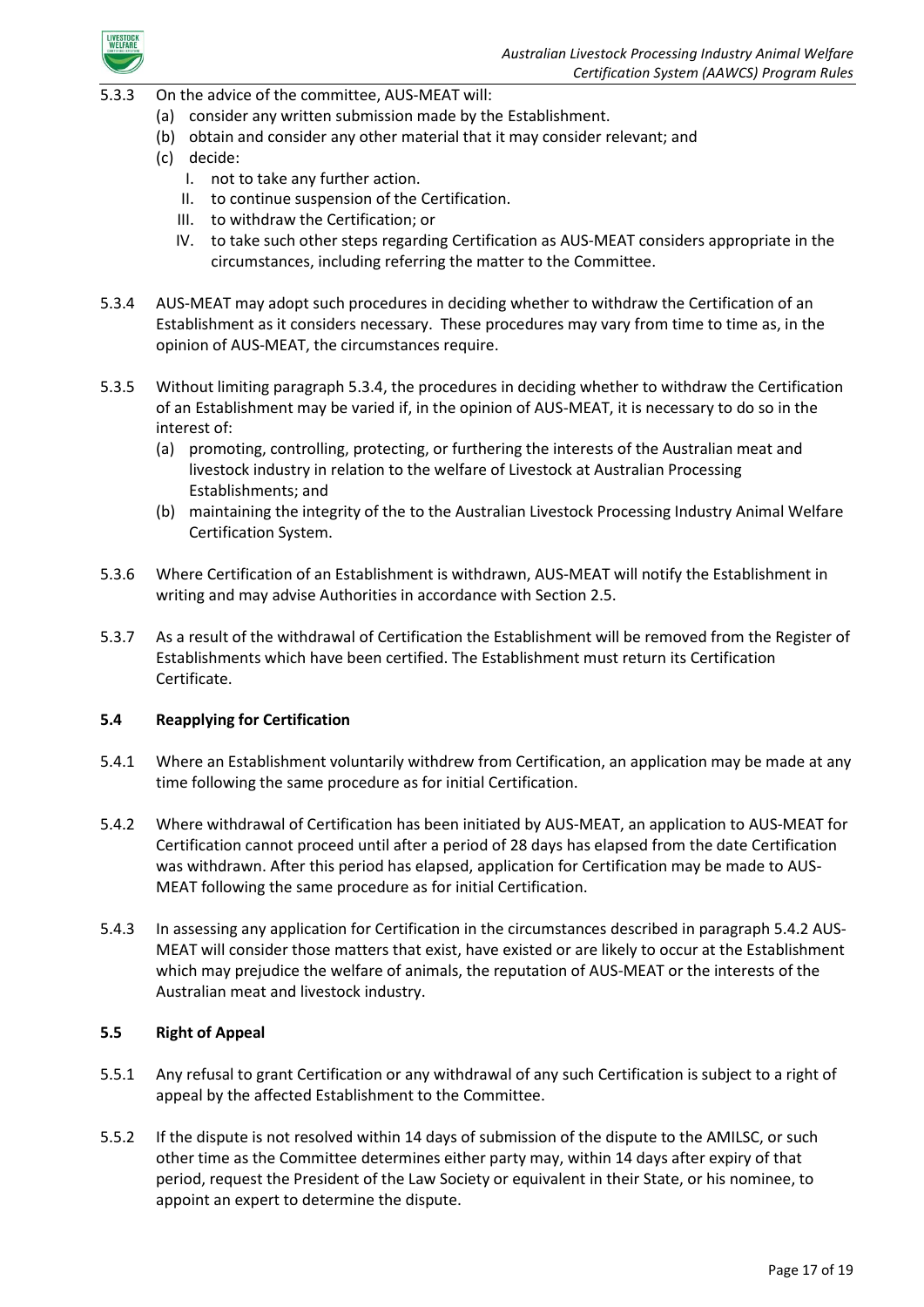5.3.3 On the advice of the committee, AUS-MEAT will:

(a) consider any written submission made by the Establishment.

(b) obtain and consider any other material that it may consider relevant; and

(c) decide:

I. not to take any further action.

II. to continue suspension of the Certification.

III. to withdraw the Certification; or

IV. to take such other steps regarding Certification as AUS-MEAT considers appropriate in the circumstances, including referring the matter to the Committee.

5.3.4 AUS-MEAT may adopt such procedures in deciding whether to withdraw the Certification of an Establishment as it considers necessary. These procedures may vary from time to time as, in the opinion of AUS-MEAT, the circumstances require.

5.3.5 Without limiting paragraph 5.3.4, the procedures in deciding whether to withdraw the Certification of an Establishment may be varied if, in the opinion of AUS-MEAT, it is necessary to do so in the interest of:

(a) promoting, controlling, protecting, or furthering the interests of the Australian meat and livestock industry in relation to the welfare of Livestock at Australian Processing Establishments; and

(b) maintaining the integrity of the to the Australian Livestock Processing Industry Animal Welfare Certification System.

5.3.6 Where Certification of an Establishment is withdrawn, AUS-MEAT will notify the Establishment in writing and may advise Authorities in accordance with Section 2.5.

5.3.7 As a result of the withdrawal of Certification the Establishment will be removed from the Register of Establishments which have been certified. The Establishment must return its Certification Certificate.

### 5.4 Reapplying for Certification

5.4.1 Where an Establishment voluntarily withdrew from Certification, an application may be made at any time following the same procedure as for initial Certification.

5.4.2 Where withdrawal of Certification has been initiated by AUS-MEAT, an application to AUS-MEAT for Certification cannot proceed until after a period of 28 days has elapsed from the date Certification was withdrawn. After this period has elapsed, application for Certification may be made to AUS-MEAT following the same procedure as for initial Certification.

5.4.3 In assessing any application for Certification in the circumstances described in paragraph 5.4.2 AUS-MEAT will consider those matters that exist, have existed or are likely to occur at the Establishment which may prejudice the welfare of animals, the reputation of AUS-MEAT or the interests of the Australian meat and livestock industry.

### 5.5 Right of Appeal

5.5.1 Any refusal to grant Certification or any withdrawal of any such Certification is subject to a right of appeal by the affected Establishment to the Committee.

5.5.2 If the dispute is not resolved within 14 days of submission of the dispute to the AMILSC, or such other time as the Committee determines either party may, within 14 days after expiry of that period, request the President of the Law Society or equivalent in their State, or his nominee, to appoint an expert to determine the dispute.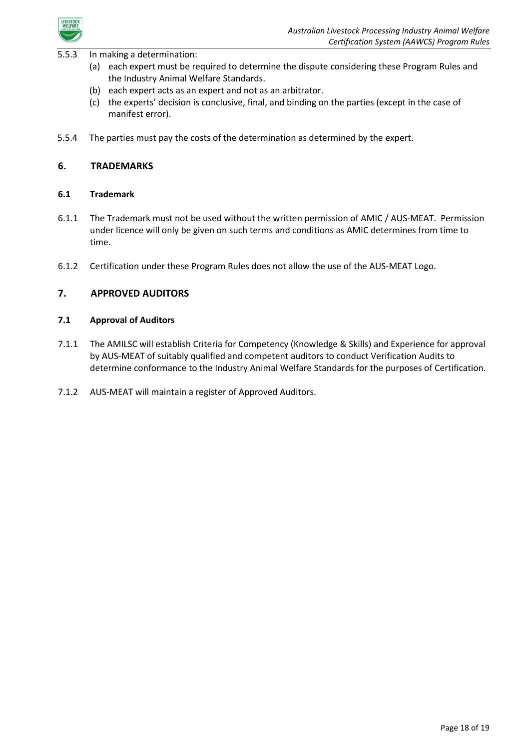5.5.3 In making a determination:

(a) each expert must be required to determine the dispute considering these Program Rules and the Industry Animal Welfare Standards.

(b) each expert acts as an expert and not as an arbitrator.

(c) the experts' decision is conclusive, final, and binding on the parties (except in the case of manifest error).

5.5.4 The parties must pay the costs of the determination as determined by the expert.

## 6. TRADEMARKS

### 6.1 Trademark

6.1.1 The Trademark must not be used without the written permission of AMIC / AUS-MEAT. Permission under licence will only be given on such terms and conditions as AMIC determines from time to time.

6.1.2 Certification under these Program Rules does not allow the use of the AUS-MEAT Logo.

## 7. APPROVED AUDITORS

### 7.1 Approval of Auditors

7.1.1 The AMILSC will establish Criteria for Competency (Knowledge & Skills) and Experience for approval by AUS-MEAT of suitably qualified and competent auditors to conduct Verification Audits to determine conformance to the Industry Animal Welfare Standards for the purposes of Certification.

7.1.2 AUS-MEAT will maintain a register of Approved Auditors.